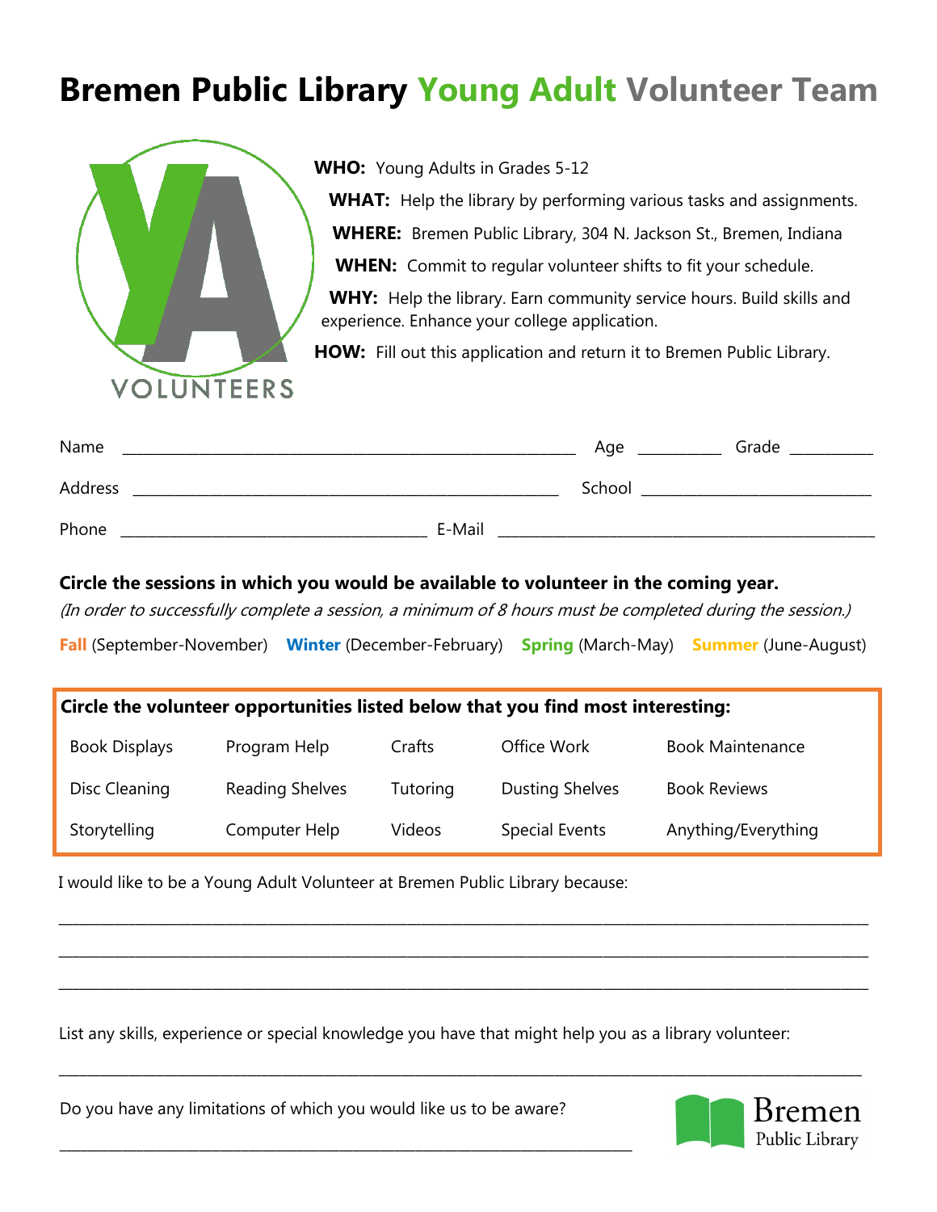# Bremen Public Library Young Adult Volunteer Team

VOLUNTEERS

**WHO:** Young Adults in Grades 5-12

**WHAT:** Help the library by performing various tasks and assignments.

**WHERE:** Bremen Public Library, 304 N. Jackson St., Bremen, Indiana

**WHEN:** Commit to regular volunteer shifts to fit your schedule.

**WHY:** Help the library. Earn community service hours. Build skills and experience. Enhance your college application.

**HOW:** Fill out this application and return it to Bremen Public Library.

Name ____________________________________________ Age ________ Grade ________

Address ____________________________________________ School ______________________

Phone ______________________________ E-Mail ______________________________________

**Circle the sessions in which you would be available to volunteer in the coming year.**

*(In order to successfully complete a session, a minimum of 8 hours must be completed during the session.)*

**Fall** (September-November) **Winter** (December-February) **Spring** (March-May) **Summer** (June-August)

**Circle the volunteer opportunities listed below that you find most interesting:**

| | | | | |
|---|---|---|---|---|
| Book Displays | Program Help | Crafts | Office Work | Book Maintenance |
| Disc Cleaning | Reading Shelves | Tutoring | Dusting Shelves | Book Reviews |
| Storytelling | Computer Help | Videos | Special Events | Anything/Everything |

I would like to be a Young Adult Volunteer at Bremen Public Library because:

______________________________________________________________________________

______________________________________________________________________________

______________________________________________________________________________

List any skills, experience or special knowledge you have that might help you as a library volunteer:

______________________________________________________________________________

Do you have any limitations of which you would like us to be aware?

______________________________________________________________

Bremen Public Library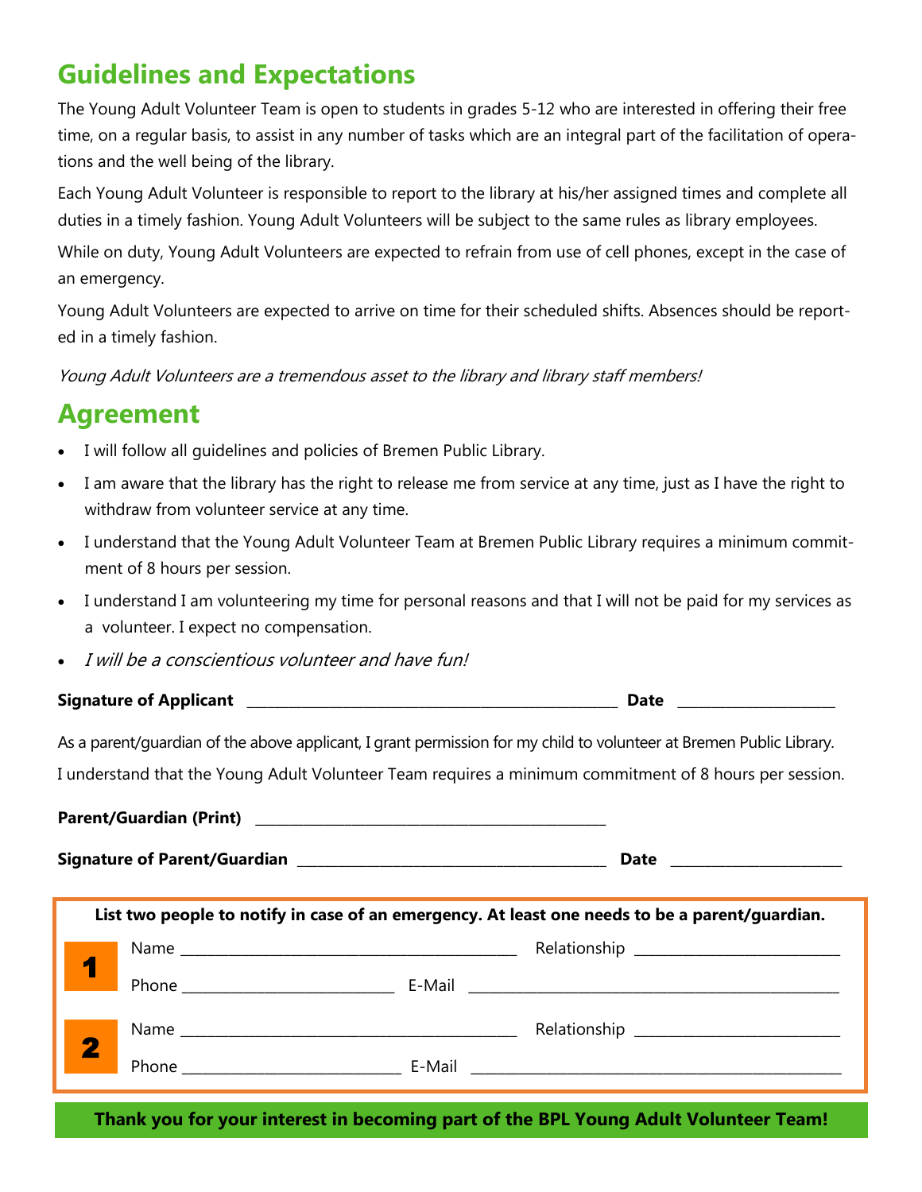## Guidelines and Expectations

The Young Adult Volunteer Team is open to students in grades 5-12 who are interested in offering their free time, on a regular basis, to assist in any number of tasks which are an integral part of the facilitation of operations and the well being of the library.

Each Young Adult Volunteer is responsible to report to the library at his/her assigned times and complete all duties in a timely fashion. Young Adult Volunteers will be subject to the same rules as library employees.

While on duty, Young Adult Volunteers are expected to refrain from use of cell phones, except in the case of an emergency.

Young Adult Volunteers are expected to arrive on time for their scheduled shifts. Absences should be reported in a timely fashion.

*Young Adult Volunteers are a tremendous asset to the library and library staff members!*

## Agreement

- I will follow all guidelines and policies of Bremen Public Library.
- I am aware that the library has the right to release me from service at any time, just as I have the right to withdraw from volunteer service at any time.
- I understand that the Young Adult Volunteer Team at Bremen Public Library requires a minimum commitment of 8 hours per session.
- I understand I am volunteering my time for personal reasons and that I will not be paid for my services as a volunteer. I expect no compensation.
- *I will be a conscientious volunteer and have fun!*

**Signature of Applicant** ______________________________ **Date** ______________

As a parent/guardian of the above applicant, I grant permission for my child to volunteer at Bremen Public Library.

I understand that the Young Adult Volunteer Team requires a minimum commitment of 8 hours per session.

**Parent/Guardian (Print)** ______________________________

**Signature of Parent/Guardian** ______________________________ **Date** ______________

**List two people to notify in case of an emergency. At least one needs to be a parent/guardian.**

**1**
Name ______________________________ Relationship ______________________
Phone ______________________ E-Mail ______________________________

**2**
Name ______________________________ Relationship ______________________
Phone ______________________ E-Mail ______________________________

**Thank you for your interest in becoming part of the BPL Young Adult Volunteer Team!**